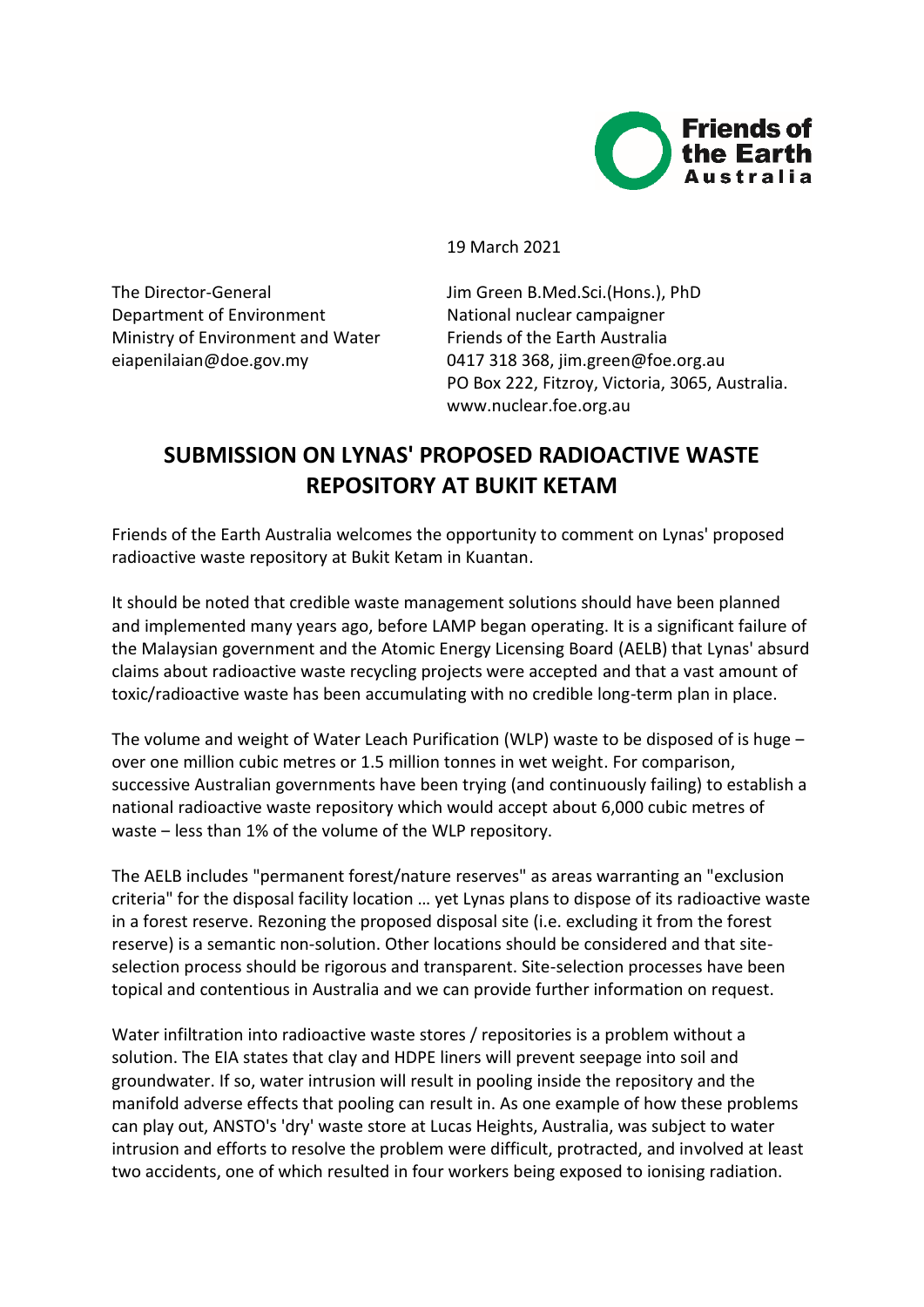Friends of the Earth Australia

19 March 2021

The Director-General
Department of Environment
Ministry of Environment and Water
eiapenilaian@doe.gov.my

Jim Green B.Med.Sci.(Hons.), PhD
National nuclear campaigner
Friends of the Earth Australia
0417 318 368, jim.green@foe.org.au
PO Box 222, Fitzroy, Victoria, 3065, Australia.
www.nuclear.foe.org.au

# SUBMISSION ON LYNAS' PROPOSED RADIOACTIVE WASTE REPOSITORY AT BUKIT KETAM

Friends of the Earth Australia welcomes the opportunity to comment on Lynas' proposed radioactive waste repository at Bukit Ketam in Kuantan.

It should be noted that credible waste management solutions should have been planned and implemented many years ago, before LAMP began operating. It is a significant failure of the Malaysian government and the Atomic Energy Licensing Board (AELB) that Lynas' absurd claims about radioactive waste recycling projects were accepted and that a vast amount of toxic/radioactive waste has been accumulating with no credible long-term plan in place.

The volume and weight of Water Leach Purification (WLP) waste to be disposed of is huge – over one million cubic metres or 1.5 million tonnes in wet weight. For comparison, successive Australian governments have been trying (and continuously failing) to establish a national radioactive waste repository which would accept about 6,000 cubic metres of waste – less than 1% of the volume of the WLP repository.

The AELB includes "permanent forest/nature reserves" as areas warranting an "exclusion criteria" for the disposal facility location … yet Lynas plans to dispose of its radioactive waste in a forest reserve. Rezoning the proposed disposal site (i.e. excluding it from the forest reserve) is a semantic non-solution. Other locations should be considered and that site-selection process should be rigorous and transparent. Site-selection processes have been topical and contentious in Australia and we can provide further information on request.

Water infiltration into radioactive waste stores / repositories is a problem without a solution. The EIA states that clay and HDPE liners will prevent seepage into soil and groundwater. If so, water intrusion will result in pooling inside the repository and the manifold adverse effects that pooling can result in. As one example of how these problems can play out, ANSTO's 'dry' waste store at Lucas Heights, Australia, was subject to water intrusion and efforts to resolve the problem were difficult, protracted, and involved at least two accidents, one of which resulted in four workers being exposed to ionising radiation.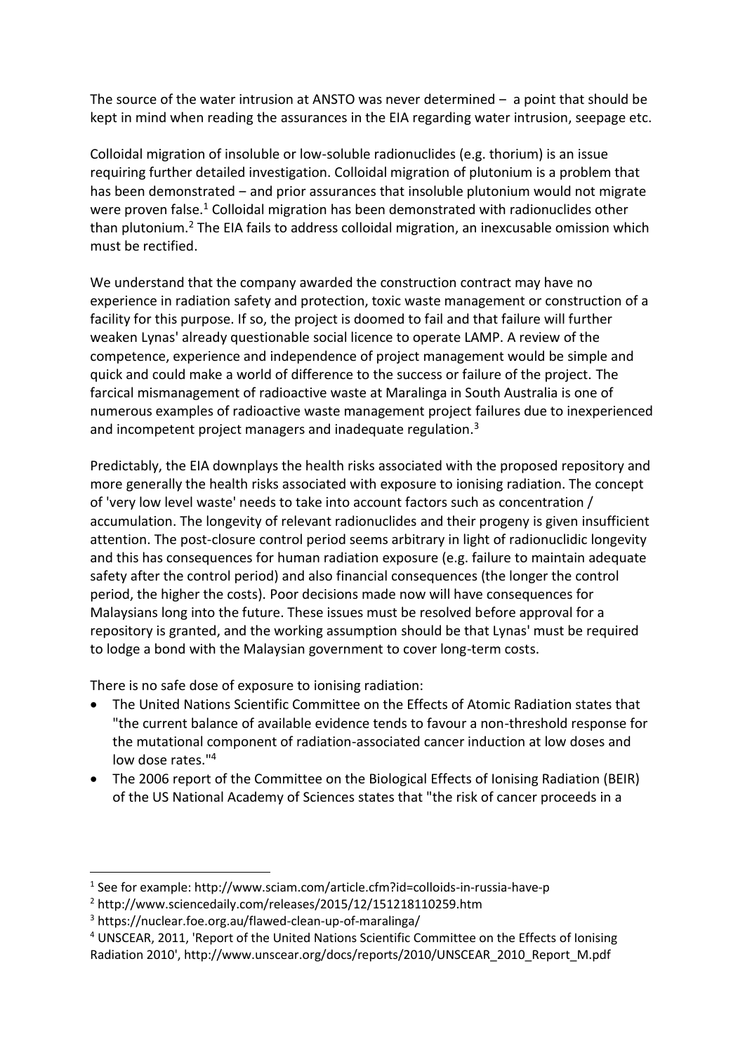The source of the water intrusion at ANSTO was never determined – a point that should be kept in mind when reading the assurances in the EIA regarding water intrusion, seepage etc.

Colloidal migration of insoluble or low-soluble radionuclides (e.g. thorium) is an issue requiring further detailed investigation. Colloidal migration of plutonium is a problem that has been demonstrated – and prior assurances that insoluble plutonium would not migrate were proven false.[1] Colloidal migration has been demonstrated with radionuclides other than plutonium.[2] The EIA fails to address colloidal migration, an inexcusable omission which must be rectified.

We understand that the company awarded the construction contract may have no experience in radiation safety and protection, toxic waste management or construction of a facility for this purpose. If so, the project is doomed to fail and that failure will further weaken Lynas' already questionable social licence to operate LAMP. A review of the competence, experience and independence of project management would be simple and quick and could make a world of difference to the success or failure of the project. The farcical mismanagement of radioactive waste at Maralinga in South Australia is one of numerous examples of radioactive waste management project failures due to inexperienced and incompetent project managers and inadequate regulation.[3]

Predictably, the EIA downplays the health risks associated with the proposed repository and more generally the health risks associated with exposure to ionising radiation. The concept of 'very low level waste' needs to take into account factors such as concentration / accumulation. The longevity of relevant radionuclides and their progeny is given insufficient attention. The post-closure control period seems arbitrary in light of radionuclidic longevity and this has consequences for human radiation exposure (e.g. failure to maintain adequate safety after the control period) and also financial consequences (the longer the control period, the higher the costs). Poor decisions made now will have consequences for Malaysians long into the future. These issues must be resolved before approval for a repository is granted, and the working assumption should be that Lynas' must be required to lodge a bond with the Malaysian government to cover long-term costs.

There is no safe dose of exposure to ionising radiation:

- The United Nations Scientific Committee on the Effects of Atomic Radiation states that "the current balance of available evidence tends to favour a non-threshold response for the mutational component of radiation-associated cancer induction at low doses and low dose rates."[4]
- The 2006 report of the Committee on the Biological Effects of Ionising Radiation (BEIR) of the US National Academy of Sciences states that "the risk of cancer proceeds in a

---

[1] See for example: http://www.sciam.com/article.cfm?id=colloids-in-russia-have-p

[2] http://www.sciencedaily.com/releases/2015/12/151218110259.htm

[3] https://nuclear.foe.org.au/flawed-clean-up-of-maralinga/

[4] UNSCEAR, 2011, 'Report of the United Nations Scientific Committee on the Effects of Ionising Radiation 2010', http://www.unscear.org/docs/reports/2010/UNSCEAR_2010_Report_M.pdf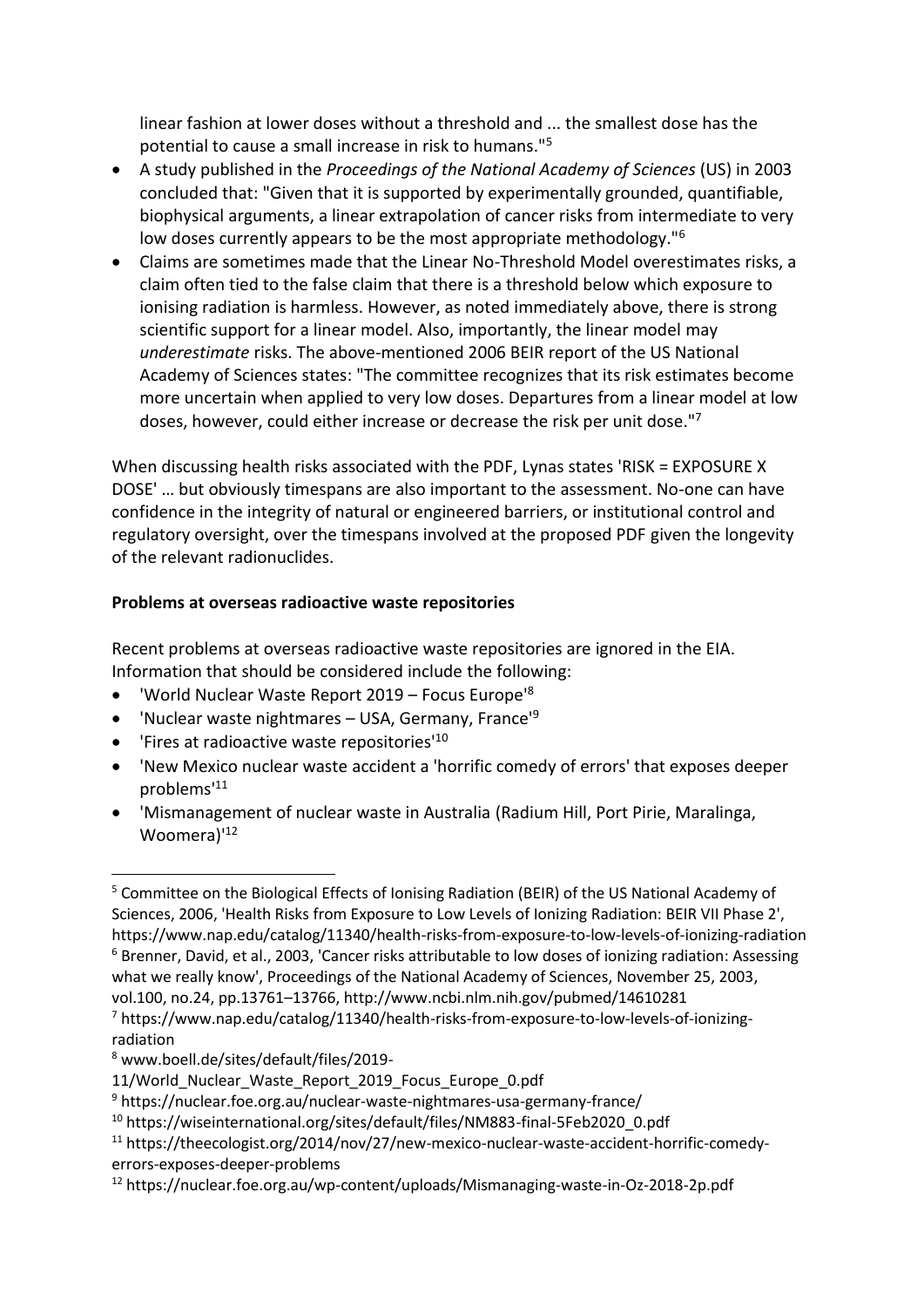linear fashion at lower doses without a threshold and ... the smallest dose has the potential to cause a small increase in risk to humans."[5]

- A study published in the *Proceedings of the National Academy of Sciences* (US) in 2003 concluded that: "Given that it is supported by experimentally grounded, quantifiable, biophysical arguments, a linear extrapolation of cancer risks from intermediate to very low doses currently appears to be the most appropriate methodology."[6]
- Claims are sometimes made that the Linear No-Threshold Model overestimates risks, a claim often tied to the false claim that there is a threshold below which exposure to ionising radiation is harmless. However, as noted immediately above, there is strong scientific support for a linear model. Also, importantly, the linear model may *underestimate* risks. The above-mentioned 2006 BEIR report of the US National Academy of Sciences states: "The committee recognizes that its risk estimates become more uncertain when applied to very low doses. Departures from a linear model at low doses, however, could either increase or decrease the risk per unit dose."[7]

When discussing health risks associated with the PDF, Lynas states 'RISK = EXPOSURE X DOSE' … but obviously timespans are also important to the assessment. No-one can have confidence in the integrity of natural or engineered barriers, or institutional control and regulatory oversight, over the timespans involved at the proposed PDF given the longevity of the relevant radionuclides.

**Problems at overseas radioactive waste repositories**

Recent problems at overseas radioactive waste repositories are ignored in the EIA. Information that should be considered include the following:

- 'World Nuclear Waste Report 2019 – Focus Europe'[8]
- 'Nuclear waste nightmares – USA, Germany, France'[9]
- 'Fires at radioactive waste repositories'[10]
- 'New Mexico nuclear waste accident a 'horrific comedy of errors' that exposes deeper problems'[11]
- 'Mismanagement of nuclear waste in Australia (Radium Hill, Port Pirie, Maralinga, Woomera)'[12]

---

[5] Committee on the Biological Effects of Ionising Radiation (BEIR) of the US National Academy of Sciences, 2006, 'Health Risks from Exposure to Low Levels of Ionizing Radiation: BEIR VII Phase 2', https://www.nap.edu/catalog/11340/health-risks-from-exposure-to-low-levels-of-ionizing-radiation

[6] Brenner, David, et al., 2003, 'Cancer risks attributable to low doses of ionizing radiation: Assessing what we really know', Proceedings of the National Academy of Sciences, November 25, 2003, vol.100, no.24, pp.13761–13766, http://www.ncbi.nlm.nih.gov/pubmed/14610281

[7] https://www.nap.edu/catalog/11340/health-risks-from-exposure-to-low-levels-of-ionizing-radiation

[8] www.boell.de/sites/default/files/2019-11/World_Nuclear_Waste_Report_2019_Focus_Europe_0.pdf

[9] https://nuclear.foe.org.au/nuclear-waste-nightmares-usa-germany-france/

[10] https://wiseinternational.org/sites/default/files/NM883-final-5Feb2020_0.pdf

[11] https://theecologist.org/2014/nov/27/new-mexico-nuclear-waste-accident-horrific-comedy-errors-exposes-deeper-problems

[12] https://nuclear.foe.org.au/wp-content/uploads/Mismanaging-waste-in-Oz-2018-2p.pdf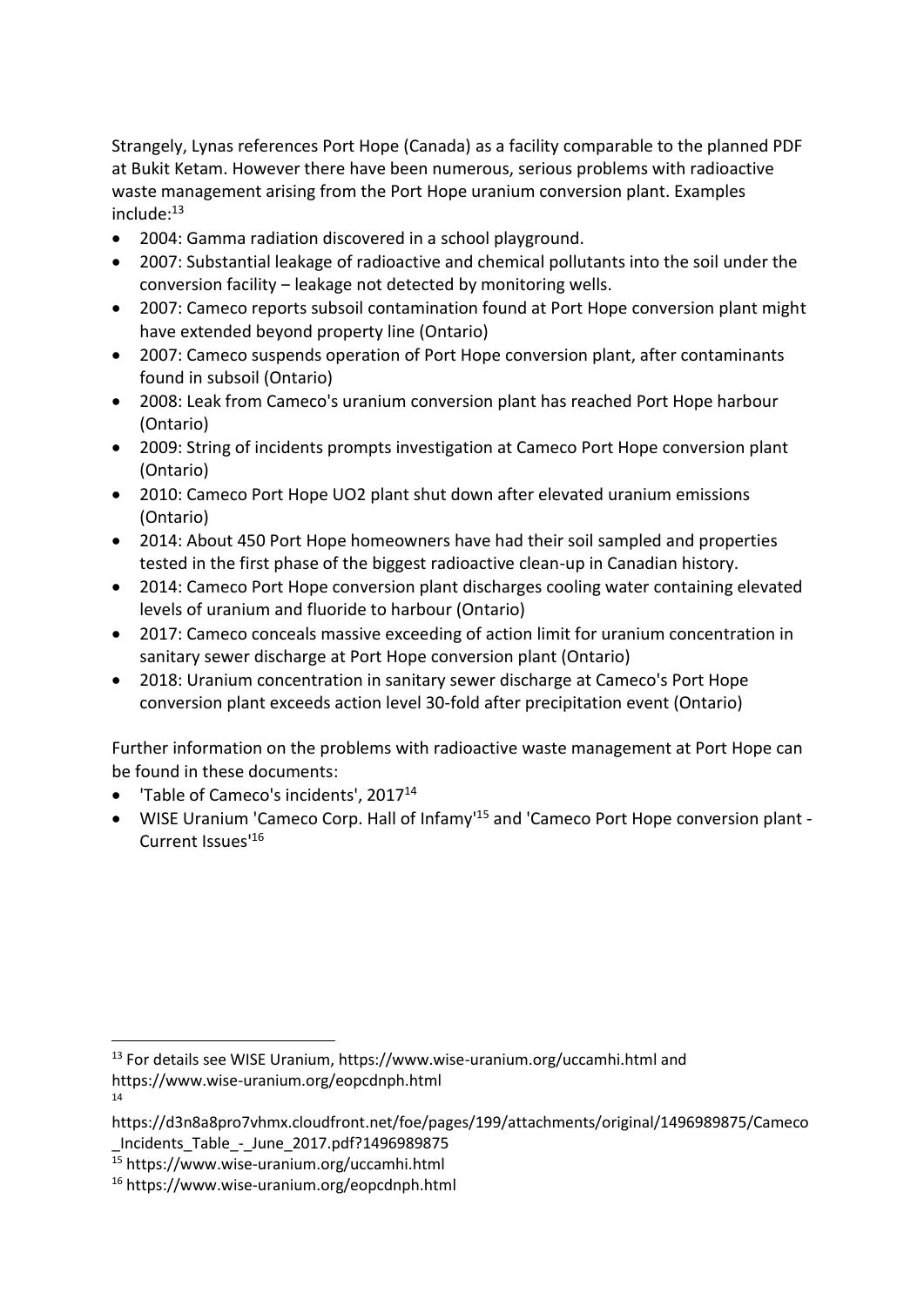Strangely, Lynas references Port Hope (Canada) as a facility comparable to the planned PDF at Bukit Ketam. However there have been numerous, serious problems with radioactive waste management arising from the Port Hope uranium conversion plant. Examples include:[13]

- 2004: Gamma radiation discovered in a school playground.
- 2007: Substantial leakage of radioactive and chemical pollutants into the soil under the conversion facility – leakage not detected by monitoring wells.
- 2007: Cameco reports subsoil contamination found at Port Hope conversion plant might have extended beyond property line (Ontario)
- 2007: Cameco suspends operation of Port Hope conversion plant, after contaminants found in subsoil (Ontario)
- 2008: Leak from Cameco's uranium conversion plant has reached Port Hope harbour (Ontario)
- 2009: String of incidents prompts investigation at Cameco Port Hope conversion plant (Ontario)
- 2010: Cameco Port Hope UO2 plant shut down after elevated uranium emissions (Ontario)
- 2014: About 450 Port Hope homeowners have had their soil sampled and properties tested in the first phase of the biggest radioactive clean-up in Canadian history.
- 2014: Cameco Port Hope conversion plant discharges cooling water containing elevated levels of uranium and fluoride to harbour (Ontario)
- 2017: Cameco conceals massive exceeding of action limit for uranium concentration in sanitary sewer discharge at Port Hope conversion plant (Ontario)
- 2018: Uranium concentration in sanitary sewer discharge at Cameco's Port Hope conversion plant exceeds action level 30-fold after precipitation event (Ontario)

Further information on the problems with radioactive waste management at Port Hope can be found in these documents:

- 'Table of Cameco's incidents', 2017[14]
- WISE Uranium 'Cameco Corp. Hall of Infamy'[15] and 'Cameco Port Hope conversion plant - Current Issues'[16]

---

[13] For details see WISE Uranium, https://www.wise-uranium.org/uccamhi.html and https://www.wise-uranium.org/eopcdnph.html

[14] https://d3n8a8pro7vhmx.cloudfront.net/foe/pages/199/attachments/original/1496989875/Cameco_Incidents_Table_-_June_2017.pdf?1496989875

[15] https://www.wise-uranium.org/uccamhi.html

[16] https://www.wise-uranium.org/eopcdnph.html